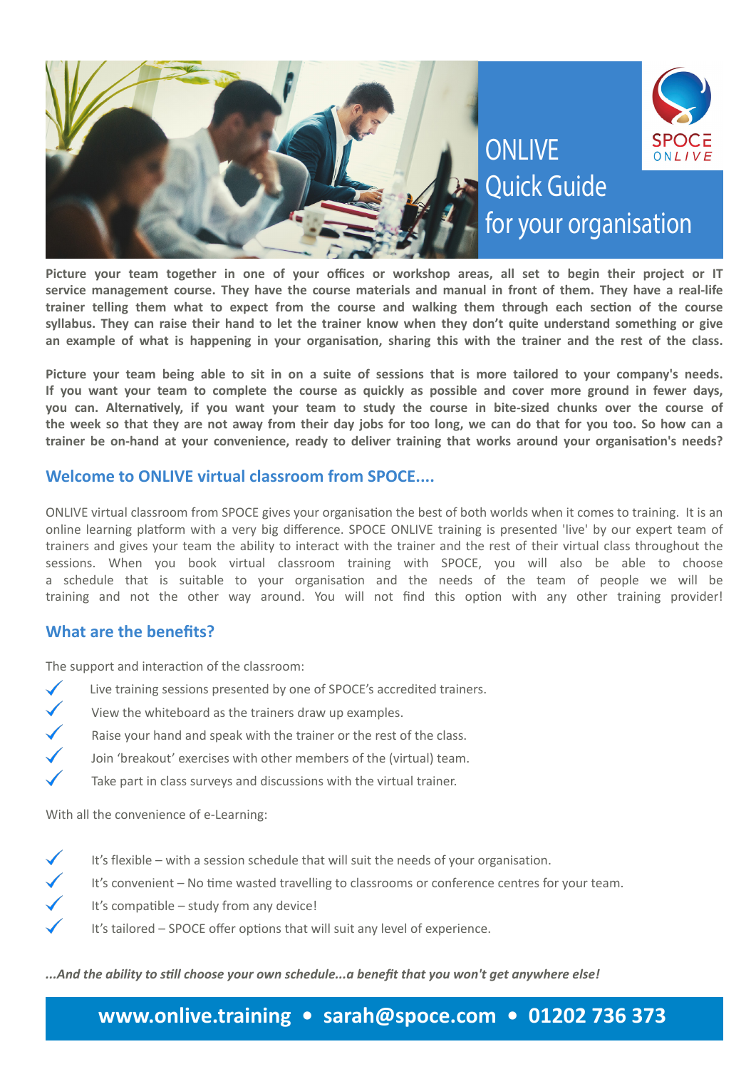# ONLIVE Quick Guide for your organisation

SPOCE ONLIVE

**Picture your team together in one of your offices or workshop areas, all set to begin their project or IT service management course. They have the course materials and manual in front of them. They have a real-life trainer telling them what to expect from the course and walking them through each section of the course syllabus. They can raise their hand to let the trainer know when they don't quite understand something or give an example of what is happening in your organisation, sharing this with the trainer and the rest of the class.**

**Picture your team being able to sit in on a suite of sessions that is more tailored to your company's needs. If you want your team to complete the course as quickly as possible and cover more ground in fewer days, you can. Alternatively, if you want your team to study the course in bite-sized chunks over the course of the week so that they are not away from their day jobs for too long, we can do that for you too. So how can a trainer be on-hand at your convenience, ready to deliver training that works around your organisation's needs?**

## Welcome to ONLIVE virtual classroom from SPOCE....

ONLIVE virtual classroom from SPOCE gives your organisation the best of both worlds when it comes to training. It is an online learning platform with a very big difference. SPOCE ONLIVE training is presented 'live' by our expert team of trainers and gives your team the ability to interact with the trainer and the rest of their virtual class throughout the sessions. When you book virtual classroom training with SPOCE, you will also be able to choose a schedule that is suitable to your organisation and the needs of the team of people we will be training and not the other way around. You will not find this option with any other training provider!

## What are the benefits?

The support and interaction of the classroom:

- ✓ Live training sessions presented by one of SPOCE's accredited trainers.
- ✓ View the whiteboard as the trainers draw up examples.
- ✓ Raise your hand and speak with the trainer or the rest of the class.
- ✓ Join 'breakout' exercises with other members of the (virtual) team.
- ✓ Take part in class surveys and discussions with the virtual trainer.

With all the convenience of e-Learning:

- ✓ It's flexible – with a session schedule that will suit the needs of your organisation.
- ✓ It's convenient – No time wasted travelling to classrooms or conference centres for your team.
- ✓ It's compatible – study from any device!
- ✓ It's tailored – SPOCE offer options that will suit any level of experience.

***...And the ability to still choose your own schedule...a benefit that you won't get anywhere else!***

**www.onlive.training • sarah@spoce.com • 01202 736 373**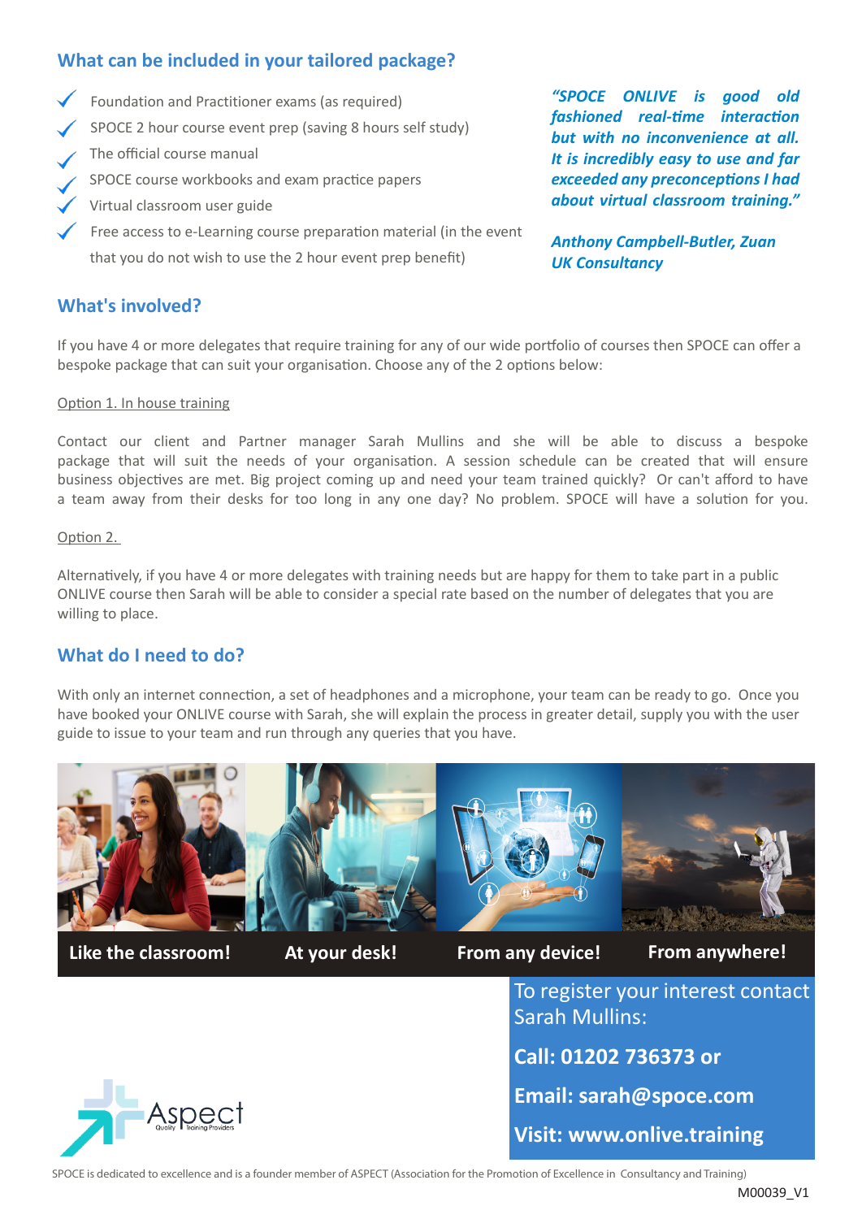## What can be included in your tailored package?

- ✓ Foundation and Practitioner exams (as required)
- ✓ SPOCE 2 hour course event prep (saving 8 hours self study)
- ✓ The official course manual
- ✓ SPOCE course workbooks and exam practice papers
- ✓ Virtual classroom user guide
- ✓ Free access to e-Learning course preparation material (in the event that you do not wish to use the 2 hour event prep benefit)

***"SPOCE ONLIVE is good old fashioned real-time interaction but with no inconvenience at all. It is incredibly easy to use and far exceeded any preconceptions I had about virtual classroom training."***

***Anthony Campbell-Butler, Zuan UK Consultancy***

## What's involved?

If you have 4 or more delegates that require training for any of our wide portfolio of courses then SPOCE can offer a bespoke package that can suit your organisation. Choose any of the 2 options below:

Option 1. In house training

Contact our client and Partner manager Sarah Mullins and she will be able to discuss a bespoke package that will suit the needs of your organisation. A session schedule can be created that will ensure business objectives are met. Big project coming up and need your team trained quickly? Or can't afford to have a team away from their desks for too long in any one day? No problem. SPOCE will have a solution for you.

Option 2.

Alternatively, if you have 4 or more delegates with training needs but are happy for them to take part in a public ONLIVE course then Sarah will be able to consider a special rate based on the number of delegates that you are willing to place.

## What do I need to do?

With only an internet connection, a set of headphones and a microphone, your team can be ready to go. Once you have booked your ONLIVE course with Sarah, she will explain the process in greater detail, supply you with the user guide to issue to your team and run through any queries that you have.

**Like the classroom!** **At your desk!** **From any device!** **From anywhere!**

To register your interest contact Sarah Mullins:

**Call: 01202 736373 or**

**Email: sarah@spoce.com**

**Visit: www.onlive.training**

Aspect Quality Training Providers

SPOCE is dedicated to excellence and is a founder member of ASPECT (Association for the Promotion of Excellence in Consultancy and Training)

M00039_V1